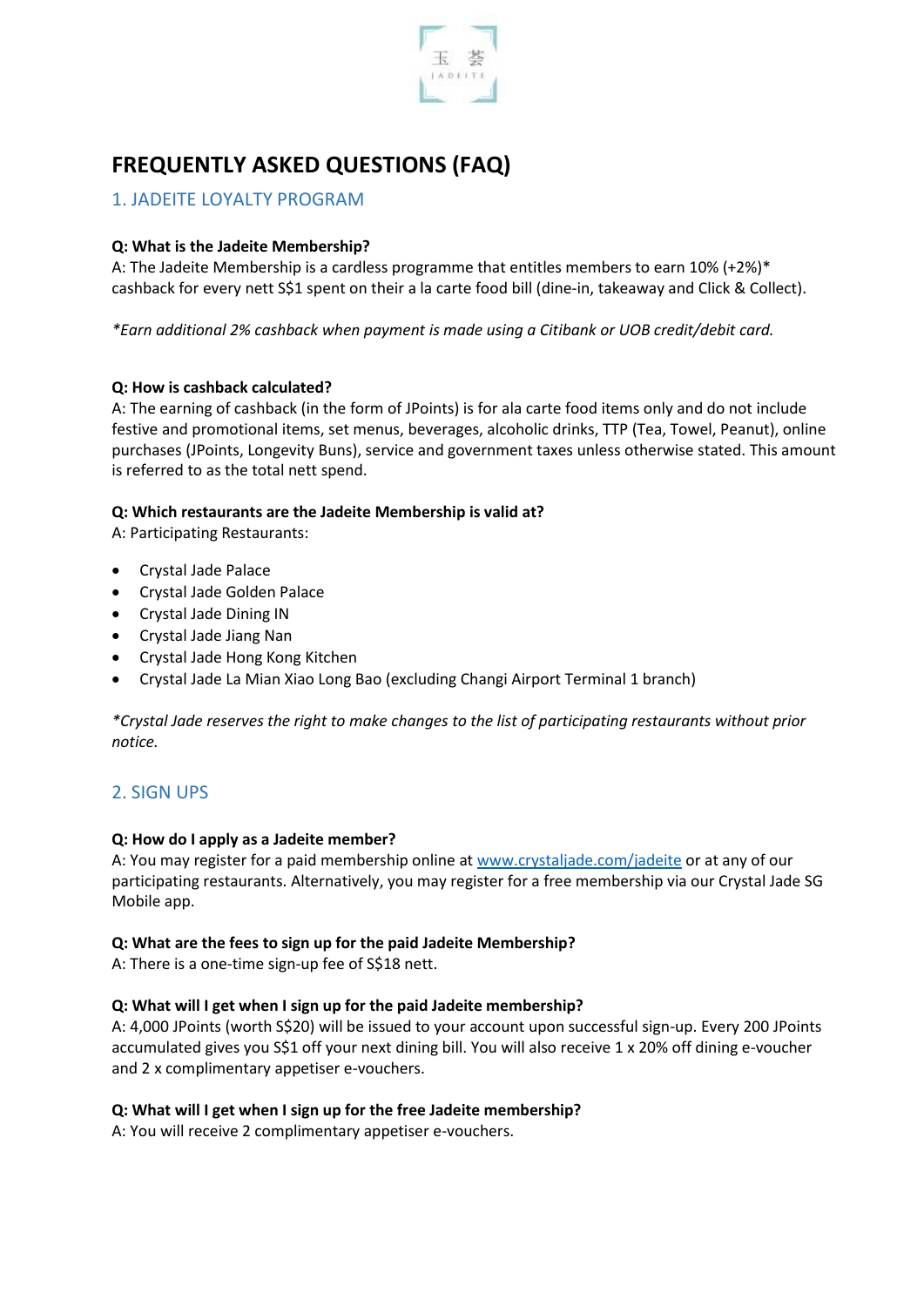# FREQUENTLY ASKED QUESTIONS (FAQ)

## 1. JADEITE LOYALTY PROGRAM

**Q: What is the Jadeite Membership?**
A: The Jadeite Membership is a cardless programme that entitles members to earn 10% (+2%)* cashback for every nett S$1 spent on their a la carte food bill (dine-in, takeaway and Click & Collect).

*\*Earn additional 2% cashback when payment is made using a Citibank or UOB credit/debit card.*

**Q: How is cashback calculated?**
A: The earning of cashback (in the form of JPoints) is for ala carte food items only and do not include festive and promotional items, set menus, beverages, alcoholic drinks, TTP (Tea, Towel, Peanut), online purchases (JPoints, Longevity Buns), service and government taxes unless otherwise stated. This amount is referred to as the total nett spend.

**Q: Which restaurants are the Jadeite Membership is valid at?**
A: Participating Restaurants:

- Crystal Jade Palace
- Crystal Jade Golden Palace
- Crystal Jade Dining IN
- Crystal Jade Jiang Nan
- Crystal Jade Hong Kong Kitchen
- Crystal Jade La Mian Xiao Long Bao (excluding Changi Airport Terminal 1 branch)

*\*Crystal Jade reserves the right to make changes to the list of participating restaurants without prior notice.*

## 2. SIGN UPS

**Q: How do I apply as a Jadeite member?**
A: You may register for a paid membership online at [www.crystaljade.com/jadeite](www.crystaljade.com/jadeite) or at any of our participating restaurants. Alternatively, you may register for a free membership via our Crystal Jade SG Mobile app.

**Q: What are the fees to sign up for the paid Jadeite Membership?**
A: There is a one-time sign-up fee of S$18 nett.

**Q: What will I get when I sign up for the paid Jadeite membership?**
A: 4,000 JPoints (worth S$20) will be issued to your account upon successful sign-up. Every 200 JPoints accumulated gives you S$1 off your next dining bill. You will also receive 1 x 20% off dining e-voucher and 2 x complimentary appetiser e-vouchers.

**Q: What will I get when I sign up for the free Jadeite membership?**
A: You will receive 2 complimentary appetiser e-vouchers.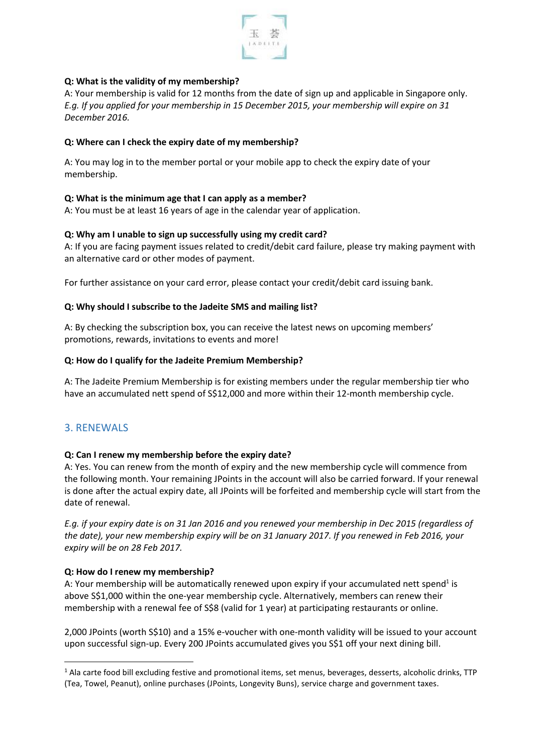**Q: What is the validity of my membership?**
A: Your membership is valid for 12 months from the date of sign up and applicable in Singapore only.
*E.g. If you applied for your membership in 15 December 2015, your membership will expire on 31 December 2016.*

**Q: Where can I check the expiry date of my membership?**

A: You may log in to the member portal or your mobile app to check the expiry date of your membership.

**Q: What is the minimum age that I can apply as a member?**
A: You must be at least 16 years of age in the calendar year of application.

**Q: Why am I unable to sign up successfully using my credit card?**
A: If you are facing payment issues related to credit/debit card failure, please try making payment with an alternative card or other modes of payment.

For further assistance on your card error, please contact your credit/debit card issuing bank.

**Q: Why should I subscribe to the Jadeite SMS and mailing list?**

A: By checking the subscription box, you can receive the latest news on upcoming members' promotions, rewards, invitations to events and more!

**Q: How do I qualify for the Jadeite Premium Membership?**

A: The Jadeite Premium Membership is for existing members under the regular membership tier who have an accumulated nett spend of S$12,000 and more within their 12-month membership cycle.

## 3. RENEWALS

**Q: Can I renew my membership before the expiry date?**
A: Yes. You can renew from the month of expiry and the new membership cycle will commence from the following month. Your remaining JPoints in the account will also be carried forward. If your renewal is done after the actual expiry date, all JPoints will be forfeited and membership cycle will start from the date of renewal.

*E.g. if your expiry date is on 31 Jan 2016 and you renewed your membership in Dec 2015 (regardless of the date), your new membership expiry will be on 31 January 2017. If you renewed in Feb 2016, your expiry will be on 28 Feb 2017.*

**Q: How do I renew my membership?**
A: Your membership will be automatically renewed upon expiry if your accumulated nett spend[1] is above S$1,000 within the one-year membership cycle. Alternatively, members can renew their membership with a renewal fee of S$8 (valid for 1 year) at participating restaurants or online.

2,000 JPoints (worth S$10) and a 15% e-voucher with one-month validity will be issued to your account upon successful sign-up. Every 200 JPoints accumulated gives you S$1 off your next dining bill.

[1] Ala carte food bill excluding festive and promotional items, set menus, beverages, desserts, alcoholic drinks, TTP (Tea, Towel, Peanut), online purchases (JPoints, Longevity Buns), service charge and government taxes.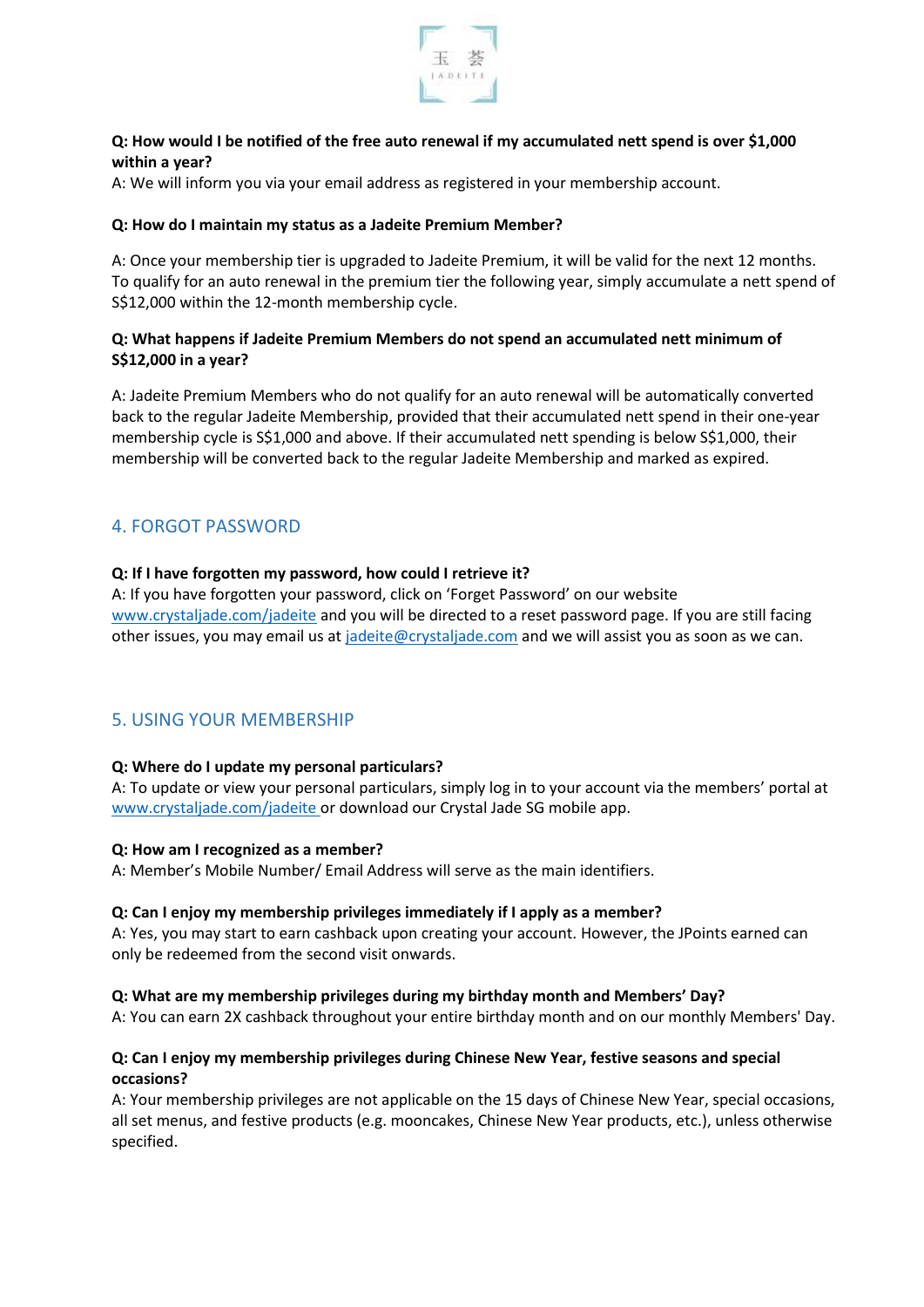**Q: How would I be notified of the free auto renewal if my accumulated nett spend is over $1,000 within a year?**
A: We will inform you via your email address as registered in your membership account.

**Q: How do I maintain my status as a Jadeite Premium Member?**

A: Once your membership tier is upgraded to Jadeite Premium, it will be valid for the next 12 months. To qualify for an auto renewal in the premium tier the following year, simply accumulate a nett spend of S$12,000 within the 12-month membership cycle.

**Q: What happens if Jadeite Premium Members do not spend an accumulated nett minimum of S$12,000 in a year?**

A: Jadeite Premium Members who do not qualify for an auto renewal will be automatically converted back to the regular Jadeite Membership, provided that their accumulated nett spend in their one-year membership cycle is S$1,000 and above. If their accumulated nett spending is below S$1,000, their membership will be converted back to the regular Jadeite Membership and marked as expired.

## 4. FORGOT PASSWORD

**Q: If I have forgotten my password, how could I retrieve it?**
A: If you have forgotten your password, click on 'Forget Password' on our website www.crystaljade.com/jadeite and you will be directed to a reset password page. If you are still facing other issues, you may email us at jadeite@crystaljade.com and we will assist you as soon as we can.

## 5. USING YOUR MEMBERSHIP

**Q: Where do I update my personal particulars?**
A: To update or view your personal particulars, simply log in to your account via the members' portal at www.crystaljade.com/jadeite or download our Crystal Jade SG mobile app.

**Q: How am I recognized as a member?**
A: Member's Mobile Number/ Email Address will serve as the main identifiers.

**Q: Can I enjoy my membership privileges immediately if I apply as a member?**
A: Yes, you may start to earn cashback upon creating your account. However, the JPoints earned can only be redeemed from the second visit onwards.

**Q: What are my membership privileges during my birthday month and Members' Day?**
A: You can earn 2X cashback throughout your entire birthday month and on our monthly Members' Day.

**Q: Can I enjoy my membership privileges during Chinese New Year, festive seasons and special occasions?**
A: Your membership privileges are not applicable on the 15 days of Chinese New Year, special occasions, all set menus, and festive products (e.g. mooncakes, Chinese New Year products, etc.), unless otherwise specified.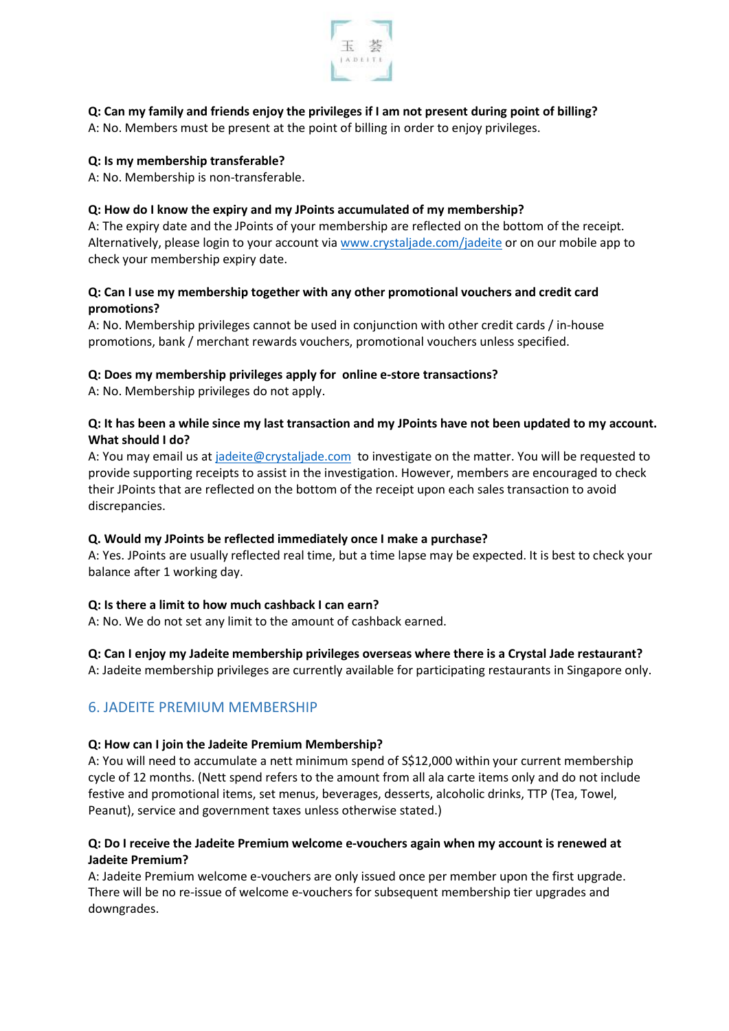**Q: Can my family and friends enjoy the privileges if I am not present during point of billing?**
A: No. Members must be present at the point of billing in order to enjoy privileges.

**Q: Is my membership transferable?**
A: No. Membership is non-transferable.

**Q: How do I know the expiry and my JPoints accumulated of my membership?**
A: The expiry date and the JPoints of your membership are reflected on the bottom of the receipt. Alternatively, please login to your account via www.crystaljade.com/jadeite or on our mobile app to check your membership expiry date.

**Q: Can I use my membership together with any other promotional vouchers and credit card promotions?**
A: No. Membership privileges cannot be used in conjunction with other credit cards / in-house promotions, bank / merchant rewards vouchers, promotional vouchers unless specified.

**Q: Does my membership privileges apply for online e-store transactions?**
A: No. Membership privileges do not apply.

**Q: It has been a while since my last transaction and my JPoints have not been updated to my account. What should I do?**
A: You may email us at jadeite@crystaljade.com to investigate on the matter. You will be requested to provide supporting receipts to assist in the investigation. However, members are encouraged to check their JPoints that are reflected on the bottom of the receipt upon each sales transaction to avoid discrepancies.

**Q. Would my JPoints be reflected immediately once I make a purchase?**
A: Yes. JPoints are usually reflected real time, but a time lapse may be expected. It is best to check your balance after 1 working day.

**Q: Is there a limit to how much cashback I can earn?**
A: No. We do not set any limit to the amount of cashback earned.

**Q: Can I enjoy my Jadeite membership privileges overseas where there is a Crystal Jade restaurant?**
A: Jadeite membership privileges are currently available for participating restaurants in Singapore only.

## 6. JADEITE PREMIUM MEMBERSHIP

**Q: How can I join the Jadeite Premium Membership?**
A: You will need to accumulate a nett minimum spend of S$12,000 within your current membership cycle of 12 months. (Nett spend refers to the amount from all ala carte items only and do not include festive and promotional items, set menus, beverages, desserts, alcoholic drinks, TTP (Tea, Towel, Peanut), service and government taxes unless otherwise stated.)

**Q: Do I receive the Jadeite Premium welcome e-vouchers again when my account is renewed at Jadeite Premium?**
A: Jadeite Premium welcome e-vouchers are only issued once per member upon the first upgrade. There will be no re-issue of welcome e-vouchers for subsequent membership tier upgrades and downgrades.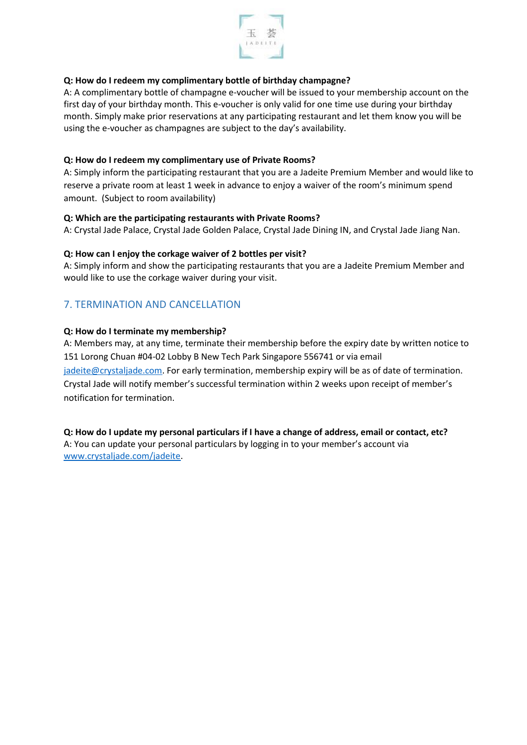**Q: How do I redeem my complimentary bottle of birthday champagne?**

A: A complimentary bottle of champagne e-voucher will be issued to your membership account on the first day of your birthday month. This e-voucher is only valid for one time use during your birthday month. Simply make prior reservations at any participating restaurant and let them know you will be using the e-voucher as champagnes are subject to the day's availability.

**Q: How do I redeem my complimentary use of Private Rooms?**

A: Simply inform the participating restaurant that you are a Jadeite Premium Member and would like to reserve a private room at least 1 week in advance to enjoy a waiver of the room's minimum spend amount. (Subject to room availability)

**Q: Which are the participating restaurants with Private Rooms?**

A: Crystal Jade Palace, Crystal Jade Golden Palace, Crystal Jade Dining IN, and Crystal Jade Jiang Nan.

**Q: How can I enjoy the corkage waiver of 2 bottles per visit?**

A: Simply inform and show the participating restaurants that you are a Jadeite Premium Member and would like to use the corkage waiver during your visit.

## 7. TERMINATION AND CANCELLATION

**Q: How do I terminate my membership?**

A: Members may, at any time, terminate their membership before the expiry date by written notice to 151 Lorong Chuan #04-02 Lobby B New Tech Park Singapore 556741 or via email jadeite@crystaljade.com. For early termination, membership expiry will be as of date of termination. Crystal Jade will notify member's successful termination within 2 weeks upon receipt of member's notification for termination.

**Q: How do I update my personal particulars if I have a change of address, email or contact, etc?**

A: You can update your personal particulars by logging in to your member's account via www.crystaljade.com/jadeite.